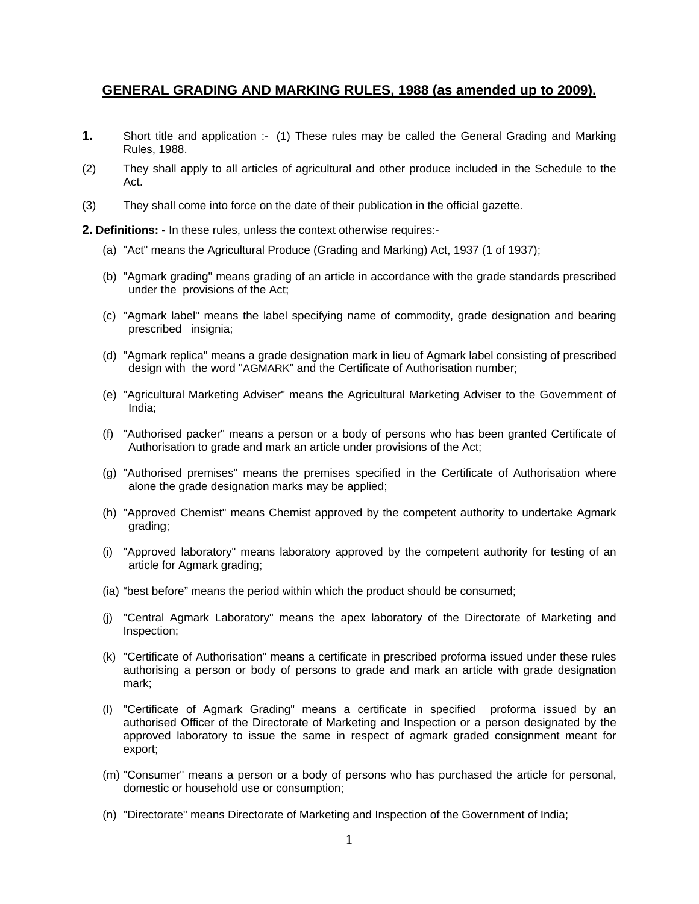# GENERAL GRADING AND MARKING RULES, 1988 (as amended up to 2009).

**1.** Short title and application :- (1) These rules may be called the General Grading and Marking Rules, 1988.

(2) They shall apply to all articles of agricultural and other produce included in the Schedule to the Act.

(3) They shall come into force on the date of their publication in the official gazette.

**2. Definitions: -** In these rules, unless the context otherwise requires:-

(a) "Act" means the Agricultural Produce (Grading and Marking) Act, 1937 (1 of 1937);

(b) "Agmark grading" means grading of an article in accordance with the grade standards prescribed under the provisions of the Act;

(c) "Agmark label" means the label specifying name of commodity, grade designation and bearing prescribed insignia;

(d) "Agmark replica" means a grade designation mark in lieu of Agmark label consisting of prescribed design with the word "AGMARK" and the Certificate of Authorisation number;

(e) "Agricultural Marketing Adviser" means the Agricultural Marketing Adviser to the Government of India;

(f) "Authorised packer" means a person or a body of persons who has been granted Certificate of Authorisation to grade and mark an article under provisions of the Act;

(g) "Authorised premises" means the premises specified in the Certificate of Authorisation where alone the grade designation marks may be applied;

(h) "Approved Chemist" means Chemist approved by the competent authority to undertake Agmark grading;

(i) "Approved laboratory" means laboratory approved by the competent authority for testing of an article for Agmark grading;

(ia) "best before" means the period within which the product should be consumed;

(j) "Central Agmark Laboratory" means the apex laboratory of the Directorate of Marketing and Inspection;

(k) "Certificate of Authorisation" means a certificate in prescribed proforma issued under these rules authorising a person or body of persons to grade and mark an article with grade designation mark;

(l) "Certificate of Agmark Grading" means a certificate in specified proforma issued by an authorised Officer of the Directorate of Marketing and Inspection or a person designated by the approved laboratory to issue the same in respect of agmark graded consignment meant for export;

(m) "Consumer" means a person or a body of persons who has purchased the article for personal, domestic or household use or consumption;

(n) "Directorate" means Directorate of Marketing and Inspection of the Government of India;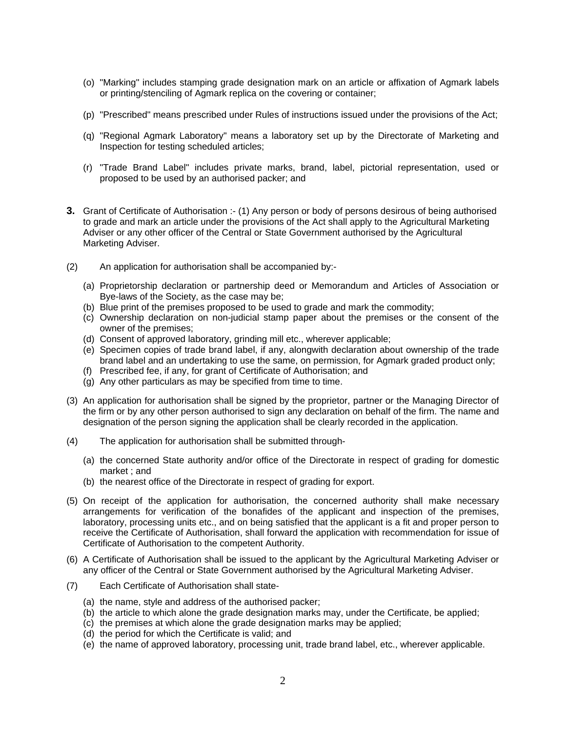(o) "Marking" includes stamping grade designation mark on an article or affixation of Agmark labels or printing/stenciling of Agmark replica on the covering or container;

(p) "Prescribed" means prescribed under Rules of instructions issued under the provisions of the Act;

(q) "Regional Agmark Laboratory" means a laboratory set up by the Directorate of Marketing and Inspection for testing scheduled articles;

(r) "Trade Brand Label" includes private marks, brand, label, pictorial representation, used or proposed to be used by an authorised packer; and

**3.** Grant of Certificate of Authorisation :- (1) Any person or body of persons desirous of being authorised to grade and mark an article under the provisions of the Act shall apply to the Agricultural Marketing Adviser or any other officer of the Central or State Government authorised by the Agricultural Marketing Adviser.

(2) An application for authorisation shall be accompanied by:-

(a) Proprietorship declaration or partnership deed or Memorandum and Articles of Association or Bye-laws of the Society, as the case may be;
(b) Blue print of the premises proposed to be used to grade and mark the commodity;
(c) Ownership declaration on non-judicial stamp paper about the premises or the consent of the owner of the premises;
(d) Consent of approved laboratory, grinding mill etc., wherever applicable;
(e) Specimen copies of trade brand label, if any, alongwith declaration about ownership of the trade brand label and an undertaking to use the same, on permission, for Agmark graded product only;
(f) Prescribed fee, if any, for grant of Certificate of Authorisation; and
(g) Any other particulars as may be specified from time to time.

(3) An application for authorisation shall be signed by the proprietor, partner or the Managing Director of the firm or by any other person authorised to sign any declaration on behalf of the firm. The name and designation of the person signing the application shall be clearly recorded in the application.

(4) The application for authorisation shall be submitted through-

(a) the concerned State authority and/or office of the Directorate in respect of grading for domestic market ; and
(b) the nearest office of the Directorate in respect of grading for export.

(5) On receipt of the application for authorisation, the concerned authority shall make necessary arrangements for verification of the bonafides of the applicant and inspection of the premises, laboratory, processing units etc., and on being satisfied that the applicant is a fit and proper person to receive the Certificate of Authorisation, shall forward the application with recommendation for issue of Certificate of Authorisation to the competent Authority.

(6) A Certificate of Authorisation shall be issued to the applicant by the Agricultural Marketing Adviser or any officer of the Central or State Government authorised by the Agricultural Marketing Adviser.

(7) Each Certificate of Authorisation shall state-

(a) the name, style and address of the authorised packer;
(b) the article to which alone the grade designation marks may, under the Certificate, be applied;
(c) the premises at which alone the grade designation marks may be applied;
(d) the period for which the Certificate is valid; and
(e) the name of approved laboratory, processing unit, trade brand label, etc., wherever applicable.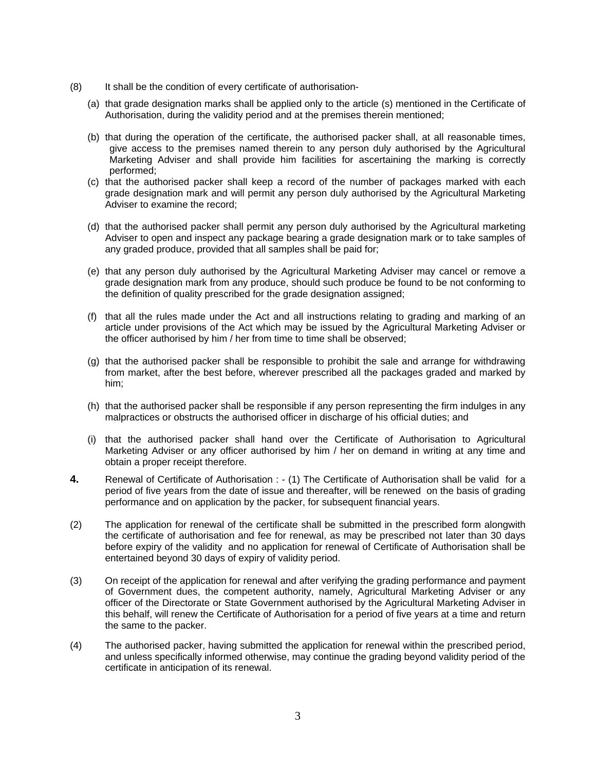(8) It shall be the condition of every certificate of authorisation-

(a) that grade designation marks shall be applied only to the article (s) mentioned in the Certificate of Authorisation, during the validity period and at the premises therein mentioned;

(b) that during the operation of the certificate, the authorised packer shall, at all reasonable times, give access to the premises named therein to any person duly authorised by the Agricultural Marketing Adviser and shall provide him facilities for ascertaining the marking is correctly performed;

(c) that the authorised packer shall keep a record of the number of packages marked with each grade designation mark and will permit any person duly authorised by the Agricultural Marketing Adviser to examine the record;

(d) that the authorised packer shall permit any person duly authorised by the Agricultural marketing Adviser to open and inspect any package bearing a grade designation mark or to take samples of any graded produce, provided that all samples shall be paid for;

(e) that any person duly authorised by the Agricultural Marketing Adviser may cancel or remove a grade designation mark from any produce, should such produce be found to be not conforming to the definition of quality prescribed for the grade designation assigned;

(f) that all the rules made under the Act and all instructions relating to grading and marking of an article under provisions of the Act which may be issued by the Agricultural Marketing Adviser or the officer authorised by him / her from time to time shall be observed;

(g) that the authorised packer shall be responsible to prohibit the sale and arrange for withdrawing from market, after the best before, wherever prescribed all the packages graded and marked by him;

(h) that the authorised packer shall be responsible if any person representing the firm indulges in any malpractices or obstructs the authorised officer in discharge of his official duties; and

(i) that the authorised packer shall hand over the Certificate of Authorisation to Agricultural Marketing Adviser or any officer authorised by him / her on demand in writing at any time and obtain a proper receipt therefore.

**4.** Renewal of Certificate of Authorisation : - (1) The Certificate of Authorisation shall be valid for a period of five years from the date of issue and thereafter, will be renewed on the basis of grading performance and on application by the packer, for subsequent financial years.

(2) The application for renewal of the certificate shall be submitted in the prescribed form alongwith the certificate of authorisation and fee for renewal, as may be prescribed not later than 30 days before expiry of the validity and no application for renewal of Certificate of Authorisation shall be entertained beyond 30 days of expiry of validity period.

(3) On receipt of the application for renewal and after verifying the grading performance and payment of Government dues, the competent authority, namely, Agricultural Marketing Adviser or any officer of the Directorate or State Government authorised by the Agricultural Marketing Adviser in this behalf, will renew the Certificate of Authorisation for a period of five years at a time and return the same to the packer.

(4) The authorised packer, having submitted the application for renewal within the prescribed period, and unless specifically informed otherwise, may continue the grading beyond validity period of the certificate in anticipation of its renewal.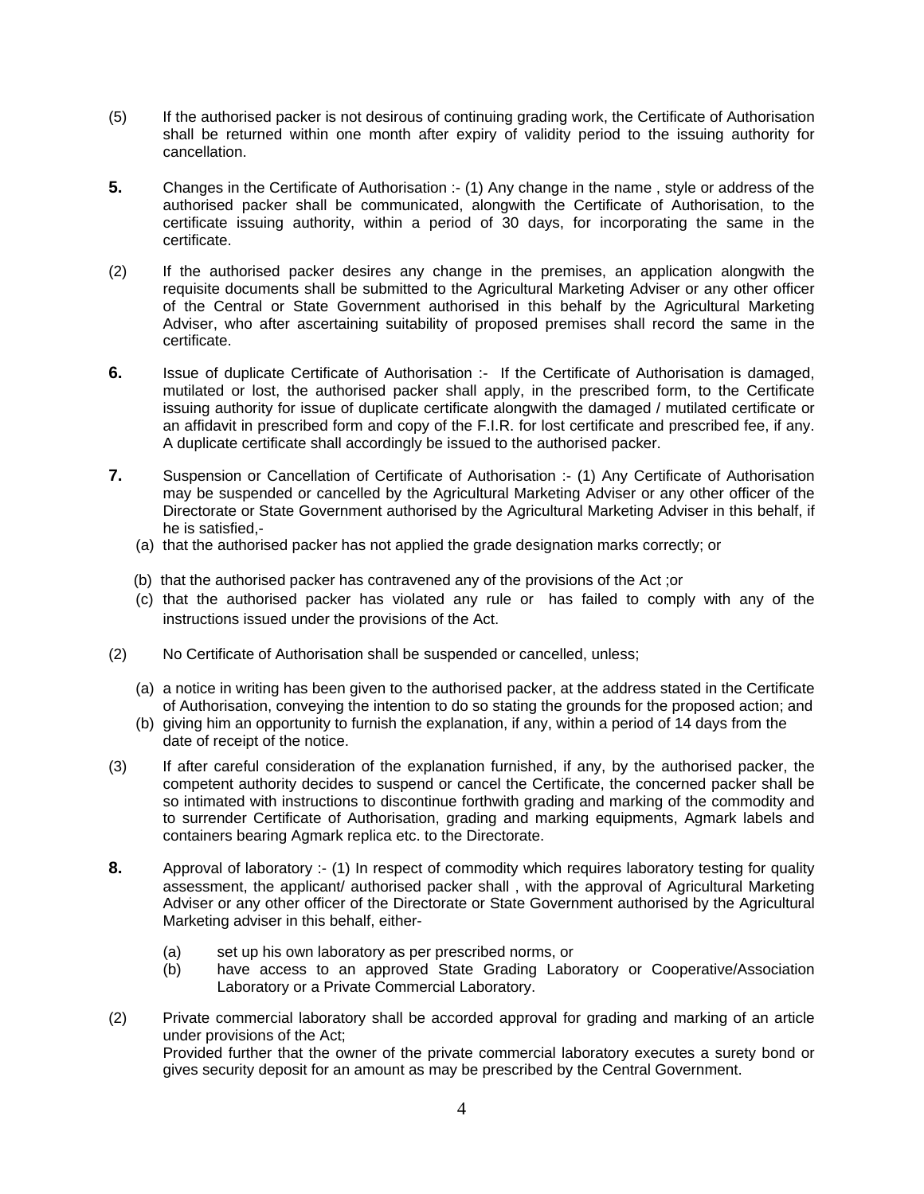(5) If the authorised packer is not desirous of continuing grading work, the Certificate of Authorisation shall be returned within one month after expiry of validity period to the issuing authority for cancellation.

**5.** Changes in the Certificate of Authorisation :- (1) Any change in the name , style or address of the authorised packer shall be communicated, alongwith the Certificate of Authorisation, to the certificate issuing authority, within a period of 30 days, for incorporating the same in the certificate.

(2) If the authorised packer desires any change in the premises, an application alongwith the requisite documents shall be submitted to the Agricultural Marketing Adviser or any other officer of the Central or State Government authorised in this behalf by the Agricultural Marketing Adviser, who after ascertaining suitability of proposed premises shall record the same in the certificate.

**6.** Issue of duplicate Certificate of Authorisation :- If the Certificate of Authorisation is damaged, mutilated or lost, the authorised packer shall apply, in the prescribed form, to the Certificate issuing authority for issue of duplicate certificate alongwith the damaged / mutilated certificate or an affidavit in prescribed form and copy of the F.I.R. for lost certificate and prescribed fee, if any. A duplicate certificate shall accordingly be issued to the authorised packer.

**7.** Suspension or Cancellation of Certificate of Authorisation :- (1) Any Certificate of Authorisation may be suspended or cancelled by the Agricultural Marketing Adviser or any other officer of the Directorate or State Government authorised by the Agricultural Marketing Adviser in this behalf, if he is satisfied,-

(a) that the authorised packer has not applied the grade designation marks correctly; or

(b) that the authorised packer has contravened any of the provisions of the Act ;or

(c) that the authorised packer has violated any rule or has failed to comply with any of the instructions issued under the provisions of the Act.

(2) No Certificate of Authorisation shall be suspended or cancelled, unless;

(a) a notice in writing has been given to the authorised packer, at the address stated in the Certificate of Authorisation, conveying the intention to do so stating the grounds for the proposed action; and

(b) giving him an opportunity to furnish the explanation, if any, within a period of 14 days from the date of receipt of the notice.

(3) If after careful consideration of the explanation furnished, if any, by the authorised packer, the competent authority decides to suspend or cancel the Certificate, the concerned packer shall be so intimated with instructions to discontinue forthwith grading and marking of the commodity and to surrender Certificate of Authorisation, grading and marking equipments, Agmark labels and containers bearing Agmark replica etc. to the Directorate.

**8.** Approval of laboratory :- (1) In respect of commodity which requires laboratory testing for quality assessment, the applicant/ authorised packer shall , with the approval of Agricultural Marketing Adviser or any other officer of the Directorate or State Government authorised by the Agricultural Marketing adviser in this behalf, either-

(a) set up his own laboratory as per prescribed norms, or

(b) have access to an approved State Grading Laboratory or Cooperative/Association Laboratory or a Private Commercial Laboratory.

(2) Private commercial laboratory shall be accorded approval for grading and marking of an article under provisions of the Act;
Provided further that the owner of the private commercial laboratory executes a surety bond or gives security deposit for an amount as may be prescribed by the Central Government.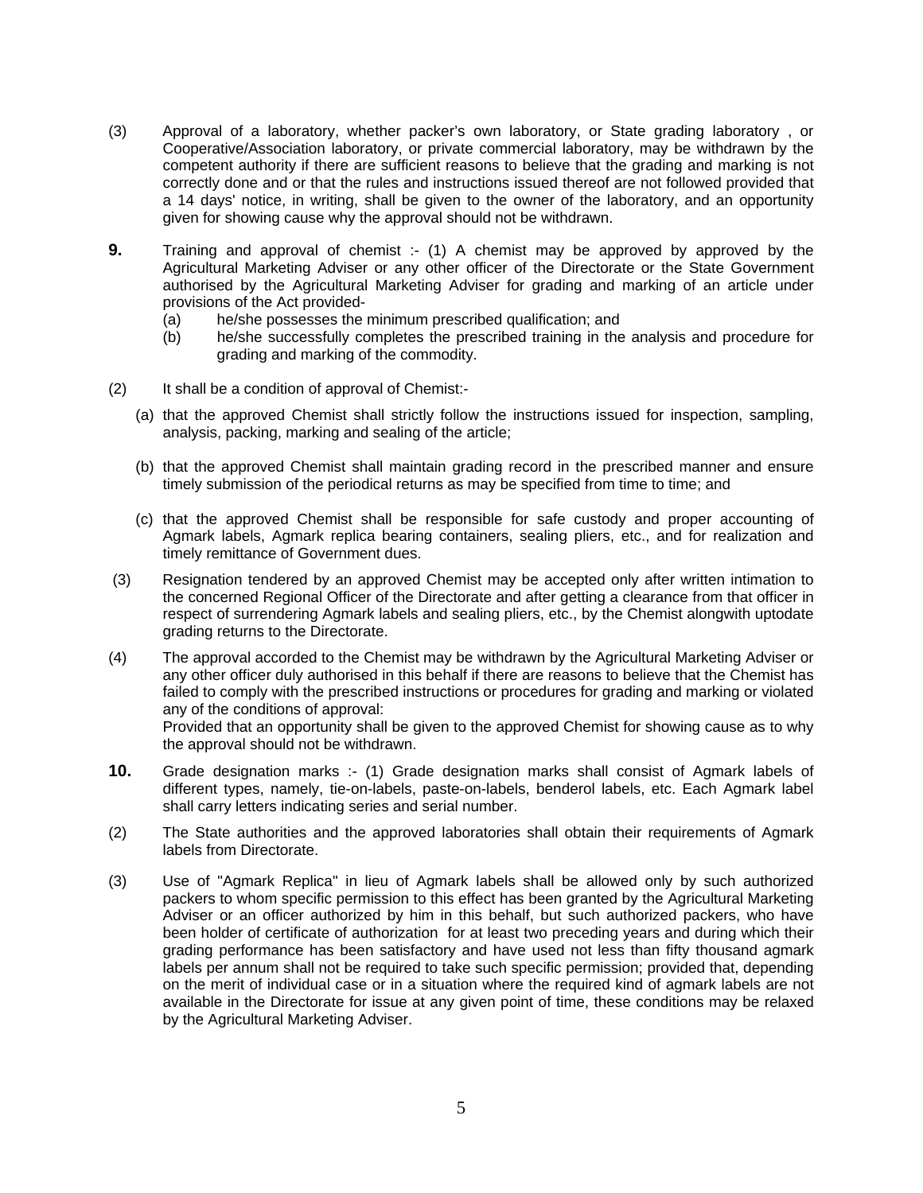(3) Approval of a laboratory, whether packer's own laboratory, or State grading laboratory , or Cooperative/Association laboratory, or private commercial laboratory, may be withdrawn by the competent authority if there are sufficient reasons to believe that the grading and marking is not correctly done and or that the rules and instructions issued thereof are not followed provided that a 14 days' notice, in writing, shall be given to the owner of the laboratory, and an opportunity given for showing cause why the approval should not be withdrawn.

**9.** Training and approval of chemist :- (1) A chemist may be approved by approved by the Agricultural Marketing Adviser or any other officer of the Directorate or the State Government authorised by the Agricultural Marketing Adviser for grading and marking of an article under provisions of the Act provided-

(a) he/she possesses the minimum prescribed qualification; and

(b) he/she successfully completes the prescribed training in the analysis and procedure for grading and marking of the commodity.

(2) It shall be a condition of approval of Chemist:-

(a) that the approved Chemist shall strictly follow the instructions issued for inspection, sampling, analysis, packing, marking and sealing of the article;

(b) that the approved Chemist shall maintain grading record in the prescribed manner and ensure timely submission of the periodical returns as may be specified from time to time; and

(c) that the approved Chemist shall be responsible for safe custody and proper accounting of Agmark labels, Agmark replica bearing containers, sealing pliers, etc., and for realization and timely remittance of Government dues.

(3) Resignation tendered by an approved Chemist may be accepted only after written intimation to the concerned Regional Officer of the Directorate and after getting a clearance from that officer in respect of surrendering Agmark labels and sealing pliers, etc., by the Chemist alongwith uptodate grading returns to the Directorate.

(4) The approval accorded to the Chemist may be withdrawn by the Agricultural Marketing Adviser or any other officer duly authorised in this behalf if there are reasons to believe that the Chemist has failed to comply with the prescribed instructions or procedures for grading and marking or violated any of the conditions of approval:
Provided that an opportunity shall be given to the approved Chemist for showing cause as to why the approval should not be withdrawn.

**10.** Grade designation marks :- (1) Grade designation marks shall consist of Agmark labels of different types, namely, tie-on-labels, paste-on-labels, benderol labels, etc. Each Agmark label shall carry letters indicating series and serial number.

(2) The State authorities and the approved laboratories shall obtain their requirements of Agmark labels from Directorate.

(3) Use of "Agmark Replica" in lieu of Agmark labels shall be allowed only by such authorized packers to whom specific permission to this effect has been granted by the Agricultural Marketing Adviser or an officer authorized by him in this behalf, but such authorized packers, who have been holder of certificate of authorization for at least two preceding years and during which their grading performance has been satisfactory and have used not less than fifty thousand agmark labels per annum shall not be required to take such specific permission; provided that, depending on the merit of individual case or in a situation where the required kind of agmark labels are not available in the Directorate for issue at any given point of time, these conditions may be relaxed by the Agricultural Marketing Adviser.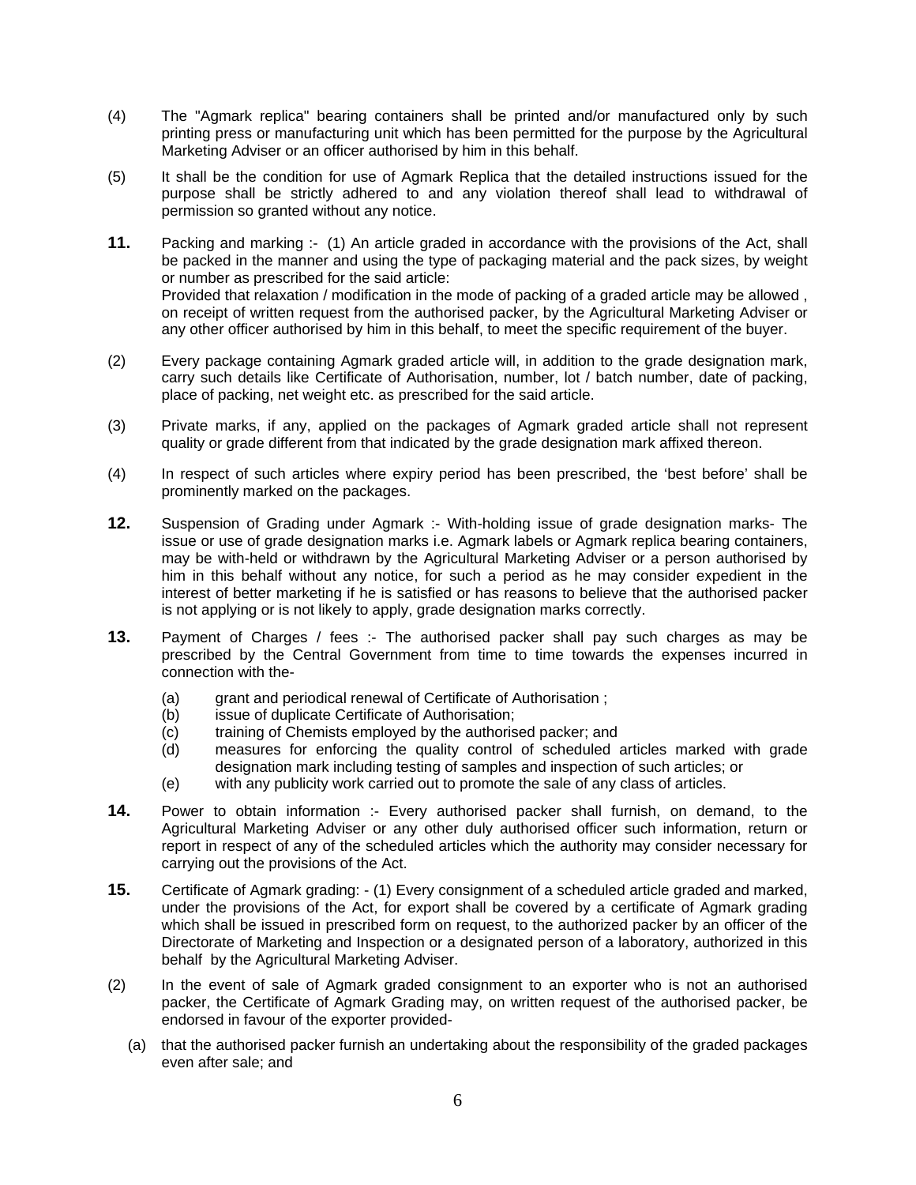(4) The "Agmark replica" bearing containers shall be printed and/or manufactured only by such printing press or manufacturing unit which has been permitted for the purpose by the Agricultural Marketing Adviser or an officer authorised by him in this behalf.

(5) It shall be the condition for use of Agmark Replica that the detailed instructions issued for the purpose shall be strictly adhered to and any violation thereof shall lead to withdrawal of permission so granted without any notice.

**11.** Packing and marking :- (1) An article graded in accordance with the provisions of the Act, shall be packed in the manner and using the type of packaging material and the pack sizes, by weight or number as prescribed for the said article:
Provided that relaxation / modification in the mode of packing of a graded article may be allowed , on receipt of written request from the authorised packer, by the Agricultural Marketing Adviser or any other officer authorised by him in this behalf, to meet the specific requirement of the buyer.

(2) Every package containing Agmark graded article will, in addition to the grade designation mark, carry such details like Certificate of Authorisation, number, lot / batch number, date of packing, place of packing, net weight etc. as prescribed for the said article.

(3) Private marks, if any, applied on the packages of Agmark graded article shall not represent quality or grade different from that indicated by the grade designation mark affixed thereon.

(4) In respect of such articles where expiry period has been prescribed, the 'best before' shall be prominently marked on the packages.

**12.** Suspension of Grading under Agmark :- With-holding issue of grade designation marks- The issue or use of grade designation marks i.e. Agmark labels or Agmark replica bearing containers, may be with-held or withdrawn by the Agricultural Marketing Adviser or a person authorised by him in this behalf without any notice, for such a period as he may consider expedient in the interest of better marketing if he is satisfied or has reasons to believe that the authorised packer is not applying or is not likely to apply, grade designation marks correctly.

**13.** Payment of Charges / fees :- The authorised packer shall pay such charges as may be prescribed by the Central Government from time to time towards the expenses incurred in connection with the-

(a) grant and periodical renewal of Certificate of Authorisation ;
(b) issue of duplicate Certificate of Authorisation;
(c) training of Chemists employed by the authorised packer; and
(d) measures for enforcing the quality control of scheduled articles marked with grade designation mark including testing of samples and inspection of such articles; or
(e) with any publicity work carried out to promote the sale of any class of articles.

**14.** Power to obtain information :- Every authorised packer shall furnish, on demand, to the Agricultural Marketing Adviser or any other duly authorised officer such information, return or report in respect of any of the scheduled articles which the authority may consider necessary for carrying out the provisions of the Act.

**15.** Certificate of Agmark grading: - (1) Every consignment of a scheduled article graded and marked, under the provisions of the Act, for export shall be covered by a certificate of Agmark grading which shall be issued in prescribed form on request, to the authorized packer by an officer of the Directorate of Marketing and Inspection or a designated person of a laboratory, authorized in this behalf by the Agricultural Marketing Adviser.

(2) In the event of sale of Agmark graded consignment to an exporter who is not an authorised packer, the Certificate of Agmark Grading may, on written request of the authorised packer, be endorsed in favour of the exporter provided-

(a) that the authorised packer furnish an undertaking about the responsibility of the graded packages even after sale; and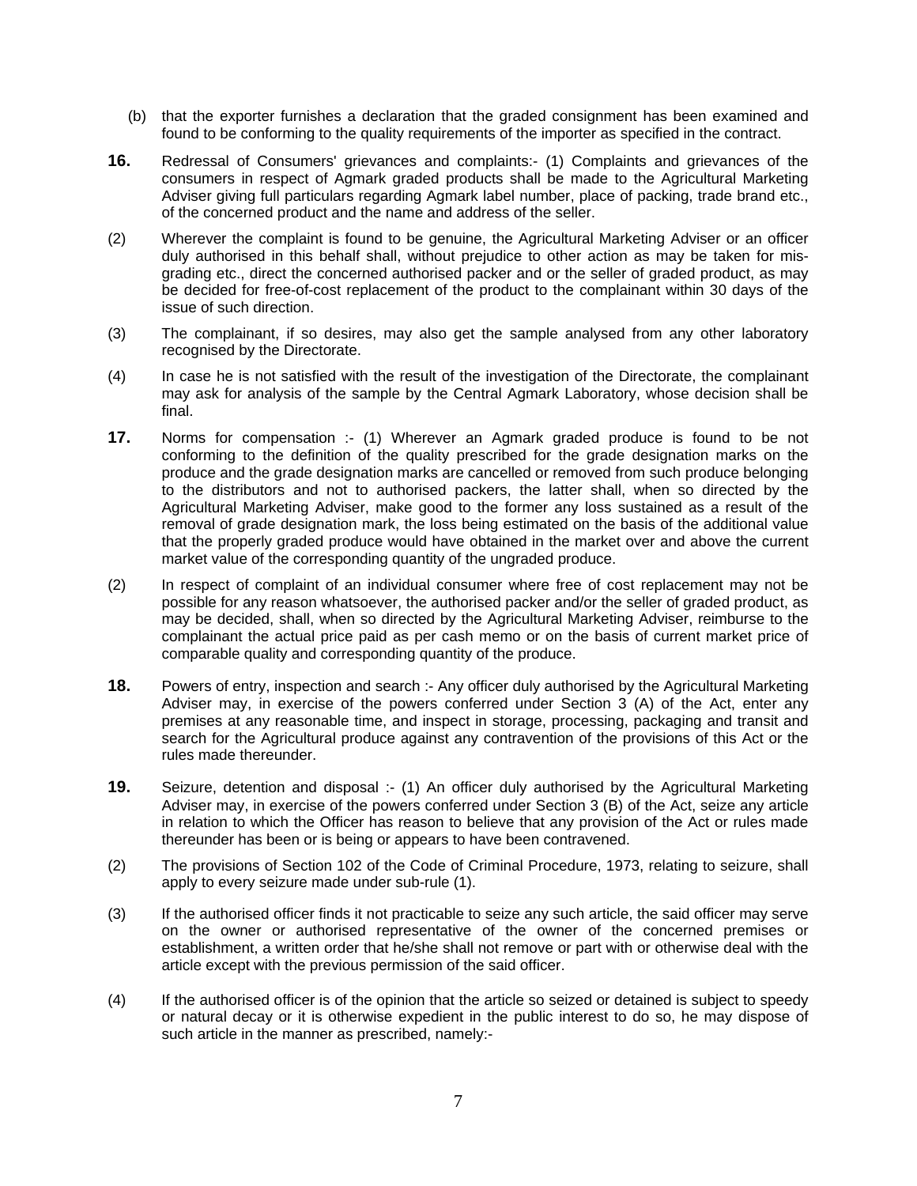(b) that the exporter furnishes a declaration that the graded consignment has been examined and found to be conforming to the quality requirements of the importer as specified in the contract.

**16.** Redressal of Consumers' grievances and complaints:- (1) Complaints and grievances of the consumers in respect of Agmark graded products shall be made to the Agricultural Marketing Adviser giving full particulars regarding Agmark label number, place of packing, trade brand etc., of the concerned product and the name and address of the seller.

(2) Wherever the complaint is found to be genuine, the Agricultural Marketing Adviser or an officer duly authorised in this behalf shall, without prejudice to other action as may be taken for mis-grading etc., direct the concerned authorised packer and or the seller of graded product, as may be decided for free-of-cost replacement of the product to the complainant within 30 days of the issue of such direction.

(3) The complainant, if so desires, may also get the sample analysed from any other laboratory recognised by the Directorate.

(4) In case he is not satisfied with the result of the investigation of the Directorate, the complainant may ask for analysis of the sample by the Central Agmark Laboratory, whose decision shall be final.

**17.** Norms for compensation :- (1) Wherever an Agmark graded produce is found to be not conforming to the definition of the quality prescribed for the grade designation marks on the produce and the grade designation marks are cancelled or removed from such produce belonging to the distributors and not to authorised packers, the latter shall, when so directed by the Agricultural Marketing Adviser, make good to the former any loss sustained as a result of the removal of grade designation mark, the loss being estimated on the basis of the additional value that the properly graded produce would have obtained in the market over and above the current market value of the corresponding quantity of the ungraded produce.

(2) In respect of complaint of an individual consumer where free of cost replacement may not be possible for any reason whatsoever, the authorised packer and/or the seller of graded product, as may be decided, shall, when so directed by the Agricultural Marketing Adviser, reimburse to the complainant the actual price paid as per cash memo or on the basis of current market price of comparable quality and corresponding quantity of the produce.

**18.** Powers of entry, inspection and search :- Any officer duly authorised by the Agricultural Marketing Adviser may, in exercise of the powers conferred under Section 3 (A) of the Act, enter any premises at any reasonable time, and inspect in storage, processing, packaging and transit and search for the Agricultural produce against any contravention of the provisions of this Act or the rules made thereunder.

**19.** Seizure, detention and disposal :- (1) An officer duly authorised by the Agricultural Marketing Adviser may, in exercise of the powers conferred under Section 3 (B) of the Act, seize any article in relation to which the Officer has reason to believe that any provision of the Act or rules made thereunder has been or is being or appears to have been contravened.

(2) The provisions of Section 102 of the Code of Criminal Procedure, 1973, relating to seizure, shall apply to every seizure made under sub-rule (1).

(3) If the authorised officer finds it not practicable to seize any such article, the said officer may serve on the owner or authorised representative of the owner of the concerned premises or establishment, a written order that he/she shall not remove or part with or otherwise deal with the article except with the previous permission of the said officer.

(4) If the authorised officer is of the opinion that the article so seized or detained is subject to speedy or natural decay or it is otherwise expedient in the public interest to do so, he may dispose of such article in the manner as prescribed, namely:-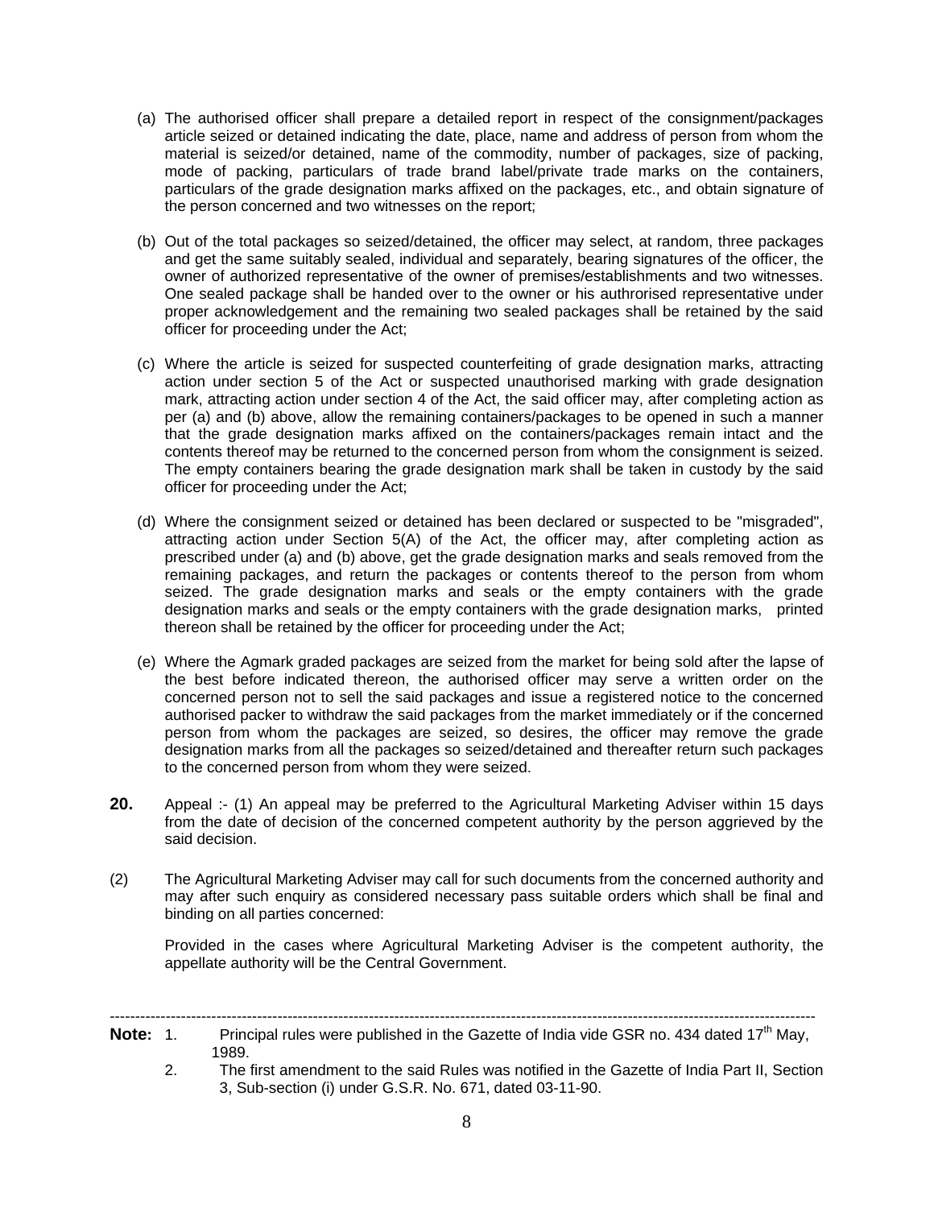(a) The authorised officer shall prepare a detailed report in respect of the consignment/packages article seized or detained indicating the date, place, name and address of person from whom the material is seized/or detained, name of the commodity, number of packages, size of packing, mode of packing, particulars of trade brand label/private trade marks on the containers, particulars of the grade designation marks affixed on the packages, etc., and obtain signature of the person concerned and two witnesses on the report;

(b) Out of the total packages so seized/detained, the officer may select, at random, three packages and get the same suitably sealed, individual and separately, bearing signatures of the officer, the owner of authorized representative of the owner of premises/establishments and two witnesses. One sealed package shall be handed over to the owner or his authrorised representative under proper acknowledgement and the remaining two sealed packages shall be retained by the said officer for proceeding under the Act;

(c) Where the article is seized for suspected counterfeiting of grade designation marks, attracting action under section 5 of the Act or suspected unauthorised marking with grade designation mark, attracting action under section 4 of the Act, the said officer may, after completing action as per (a) and (b) above, allow the remaining containers/packages to be opened in such a manner that the grade designation marks affixed on the containers/packages remain intact and the contents thereof may be returned to the concerned person from whom the consignment is seized. The empty containers bearing the grade designation mark shall be taken in custody by the said officer for proceeding under the Act;

(d) Where the consignment seized or detained has been declared or suspected to be "misgraded", attracting action under Section 5(A) of the Act, the officer may, after completing action as prescribed under (a) and (b) above, get the grade designation marks and seals removed from the remaining packages, and return the packages or contents thereof to the person from whom seized. The grade designation marks and seals or the empty containers with the grade designation marks and seals or the empty containers with the grade designation marks, printed thereon shall be retained by the officer for proceeding under the Act;

(e) Where the Agmark graded packages are seized from the market for being sold after the lapse of the best before indicated thereon, the authorised officer may serve a written order on the concerned person not to sell the said packages and issue a registered notice to the concerned authorised packer to withdraw the said packages from the market immediately or if the concerned person from whom the packages are seized, so desires, the officer may remove the grade designation marks from all the packages so seized/detained and thereafter return such packages to the concerned person from whom they were seized.

**20.** Appeal :- (1) An appeal may be preferred to the Agricultural Marketing Adviser within 15 days from the date of decision of the concerned competent authority by the person aggrieved by the said decision.

(2) The Agricultural Marketing Adviser may call for such documents from the concerned authority and may after such enquiry as considered necessary pass suitable orders which shall be final and binding on all parties concerned:

Provided in the cases where Agricultural Marketing Adviser is the competent authority, the appellate authority will be the Central Government.

---

**Note:** 1. Principal rules were published in the Gazette of India vide GSR no. 434 dated 17th May, 1989.

2. The first amendment to the said Rules was notified in the Gazette of India Part II, Section 3, Sub-section (i) under G.S.R. No. 671, dated 03-11-90.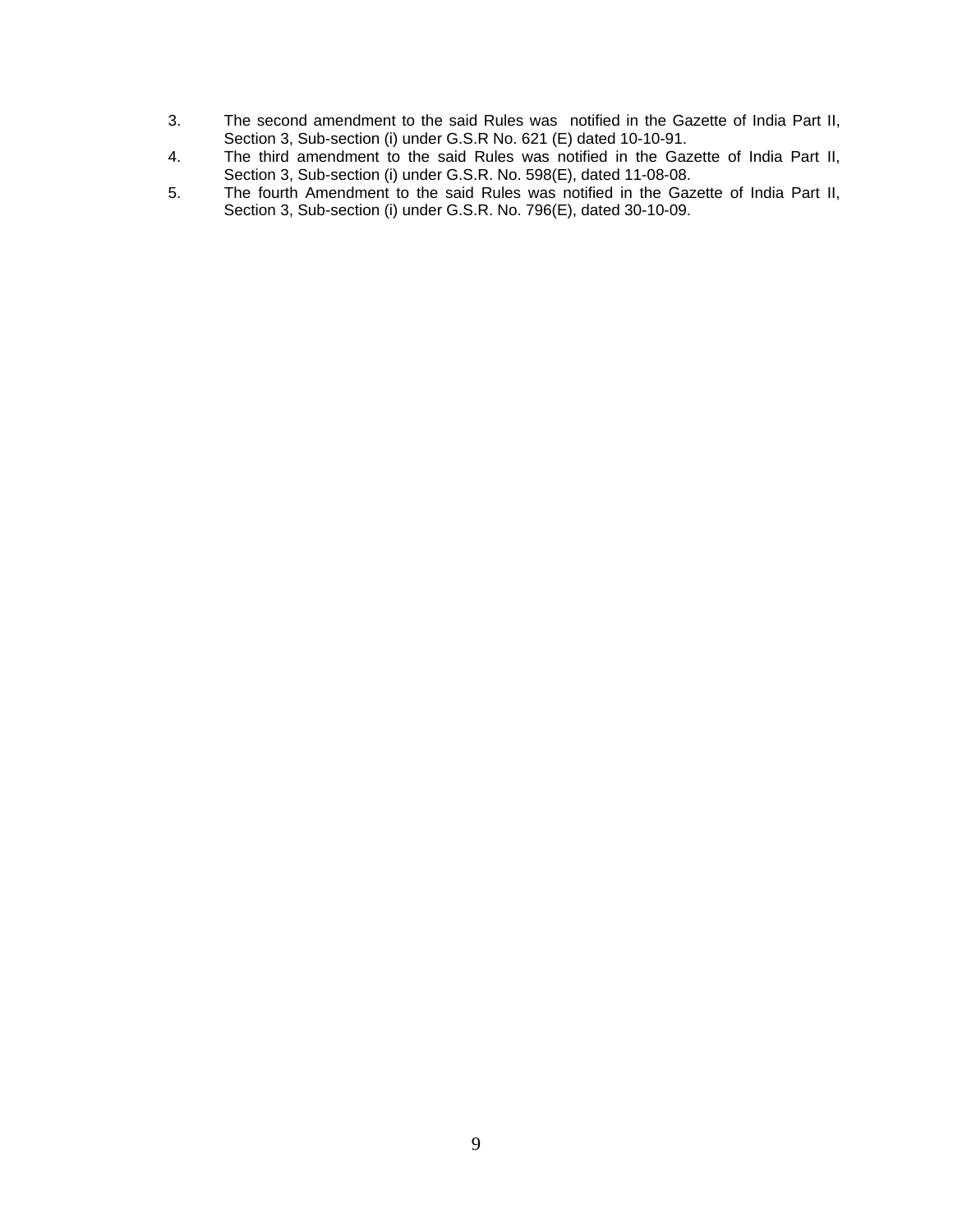3. The second amendment to the said Rules was notified in the Gazette of India Part II, Section 3, Sub-section (i) under G.S.R No. 621 (E) dated 10-10-91.
4. The third amendment to the said Rules was notified in the Gazette of India Part II, Section 3, Sub-section (i) under G.S.R. No. 598(E), dated 11-08-08.
5. The fourth Amendment to the said Rules was notified in the Gazette of India Part II, Section 3, Sub-section (i) under G.S.R. No. 796(E), dated 30-10-09.